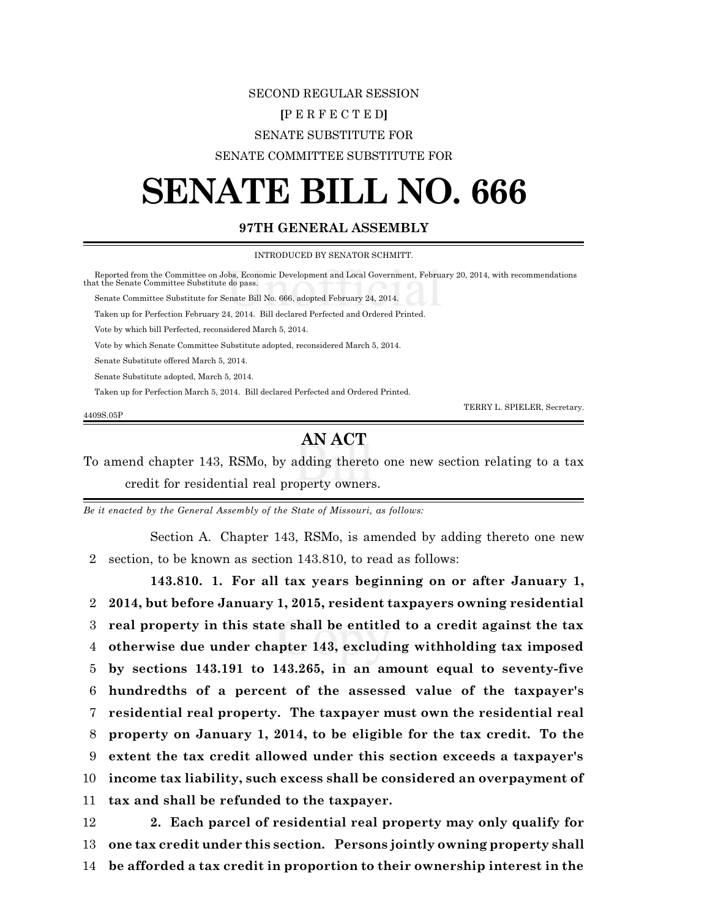SECOND REGULAR SESSION

**[**P E R F E C T E D**]**

SENATE SUBSTITUTE FOR

SENATE COMMITTEE SUBSTITUTE FOR

# SENATE BILL NO. 666

**97TH GENERAL ASSEMBLY**

INTRODUCED BY SENATOR SCHMITT.

Reported from the Committee on Jobs, Economic Development and Local Government, February 20, 2014, with recommendations that the Senate Committee Substitute do pass.

Senate Committee Substitute for Senate Bill No. 666, adopted February 24, 2014.

Taken up for Perfection February 24, 2014. Bill declared Perfected and Ordered Printed.

Vote by which bill Perfected, reconsidered March 5, 2014.

Vote by which Senate Committee Substitute adopted, reconsidered March 5, 2014.

Senate Substitute offered March 5, 2014.

Senate Substitute adopted, March 5, 2014.

Taken up for Perfection March 5, 2014. Bill declared Perfected and Ordered Printed.

TERRY L. SPIELER, Secretary.

4409S.05P

## AN ACT

To amend chapter 143, RSMo, by adding thereto one new section relating to a tax credit for residential real property owners.

*Be it enacted by the General Assembly of the State of Missouri, as follows:*

Section A. Chapter 143, RSMo, is amended by adding thereto one new section, to be known as section 143.810, to read as follows:

**143.810. 1. For all tax years beginning on or after January 1, 2014, but before January 1, 2015, resident taxpayers owning residential real property in this state shall be entitled to a credit against the tax otherwise due under chapter 143, excluding withholding tax imposed by sections 143.191 to 143.265, in an amount equal to seventy-five hundredths of a percent of the assessed value of the taxpayer's residential real property. The taxpayer must own the residential real property on January 1, 2014, to be eligible for the tax credit. To the extent the tax credit allowed under this section exceeds a taxpayer's income tax liability, such excess shall be considered an overpayment of tax and shall be refunded to the taxpayer.**

**2. Each parcel of residential real property may only qualify for one tax credit under this section. Persons jointly owning property shall be afforded a tax credit in proportion to their ownership interest in the**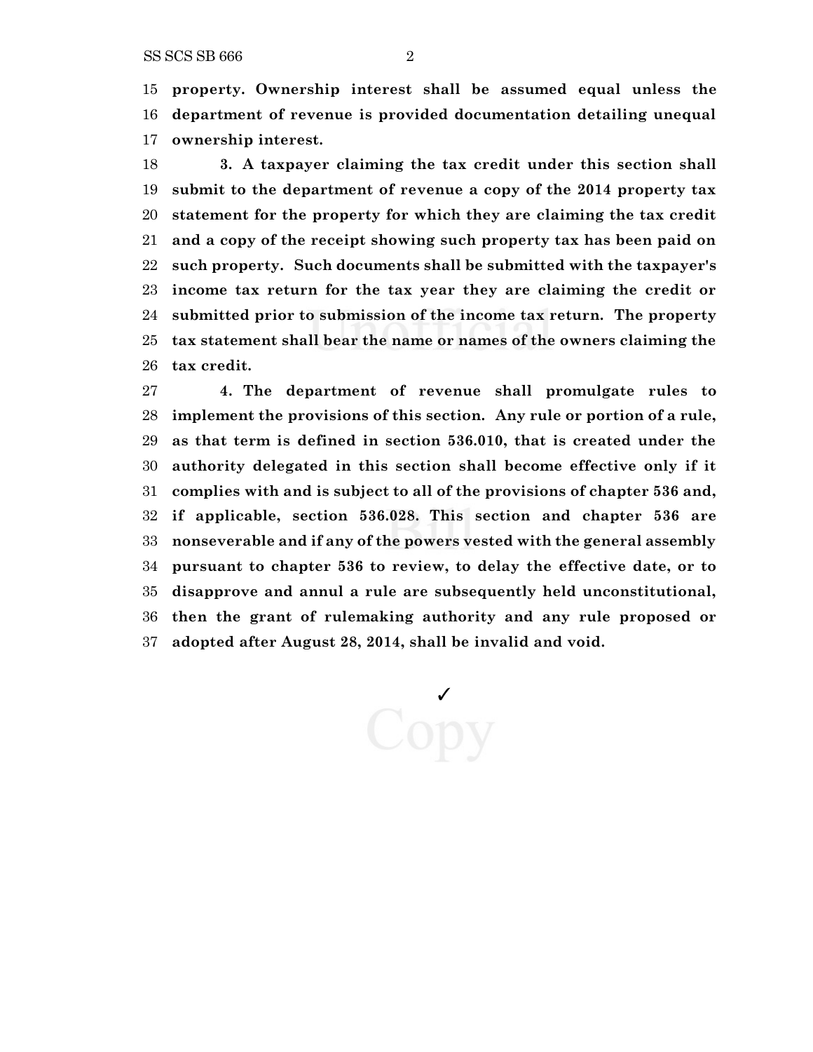**property. Ownership interest shall be assumed equal unless the department of revenue is provided documentation detailing unequal ownership interest.**

**3. A taxpayer claiming the tax credit under this section shall submit to the department of revenue a copy of the 2014 property tax statement for the property for which they are claiming the tax credit and a copy of the receipt showing such property tax has been paid on such property. Such documents shall be submitted with the taxpayer's income tax return for the tax year they are claiming the credit or submitted prior to submission of the income tax return. The property tax statement shall bear the name or names of the owners claiming the tax credit.**

**4. The department of revenue shall promulgate rules to implement the provisions of this section. Any rule or portion of a rule, as that term is defined in section 536.010, that is created under the authority delegated in this section shall become effective only if it complies with and is subject to all of the provisions of chapter 536 and, if applicable, section 536.028. This section and chapter 536 are nonseverable and if any of the powers vested with the general assembly pursuant to chapter 536 to review, to delay the effective date, or to disapprove and annul a rule are subsequently held unconstitutional, then the grant of rulemaking authority and any rule proposed or adopted after August 28, 2014, shall be invalid and void.**

✓